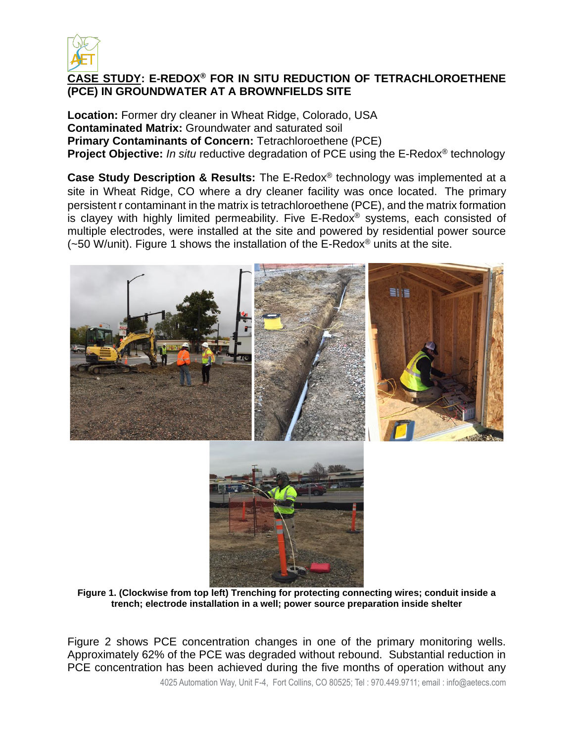## CASE STUDY: E-REDOX® FOR IN SITU REDUCTION OF TETRACHLOROETHENE (PCE) IN GROUNDWATER AT A BROWNFIELDS SITE

**Location:** Former dry cleaner in Wheat Ridge, Colorado, USA
**Contaminated Matrix:** Groundwater and saturated soil
**Primary Contaminants of Concern:** Tetrachloroethene (PCE)
**Project Objective:** *In situ* reductive degradation of PCE using the E-Redox® technology

**Case Study Description & Results:** The E-Redox® technology was implemented at a site in Wheat Ridge, CO where a dry cleaner facility was once located. The primary persistent r contaminant in the matrix is tetrachloroethene (PCE), and the matrix formation is clayey with highly limited permeability. Five E-Redox® systems, each consisted of multiple electrodes, were installed at the site and powered by residential power source (~50 W/unit). Figure 1 shows the installation of the E-Redox® units at the site.

**Figure 1. (Clockwise from top left) Trenching for protecting connecting wires; conduit inside a trench; electrode installation in a well; power source preparation inside shelter**

Figure 2 shows PCE concentration changes in one of the primary monitoring wells. Approximately 62% of the PCE was degraded without rebound. Substantial reduction in PCE concentration has been achieved during the five months of operation without any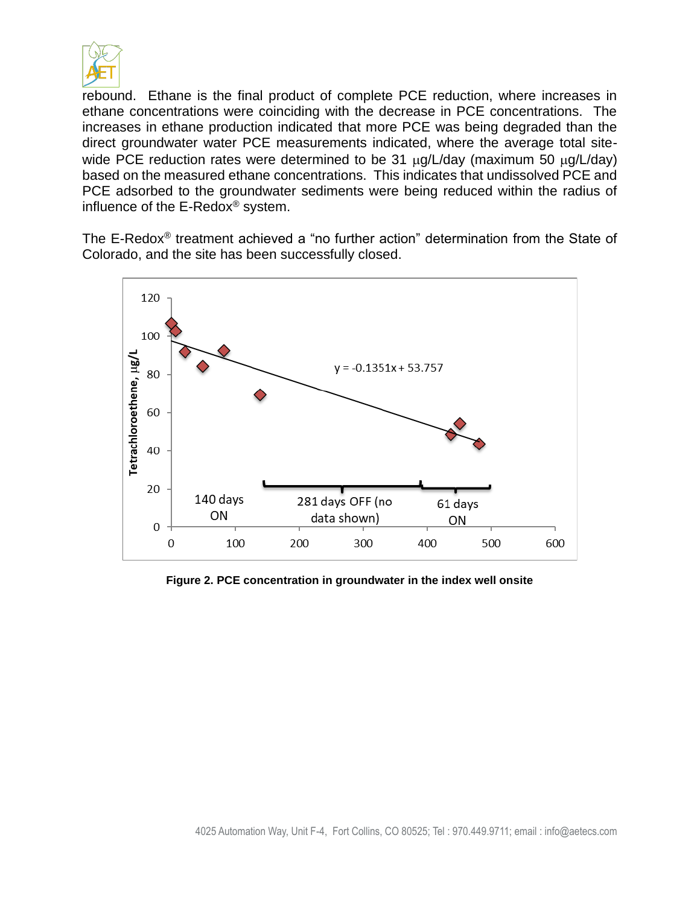rebound. Ethane is the final product of complete PCE reduction, where increases in ethane concentrations were coinciding with the decrease in PCE concentrations. The increases in ethane production indicated that more PCE was being degraded than the direct groundwater water PCE measurements indicated, where the average total site-wide PCE reduction rates were determined to be 31 μg/L/day (maximum 50 μg/L/day) based on the measured ethane concentrations. This indicates that undissolved PCE and PCE adsorbed to the groundwater sediments were being reduced within the radius of influence of the E-Redox® system.

The E-Redox® treatment achieved a "no further action" determination from the State of Colorado, and the site has been successfully closed.

Tetrachloroethene, μg/L

120
100
80
60
40
20
0

0
100
200
300
400
500
600

$y = -0.1351x + 53.757$

140 days ON

281 days OFF (no data shown)

61 days ON

**Figure 2. PCE concentration in groundwater in the index well onsite**